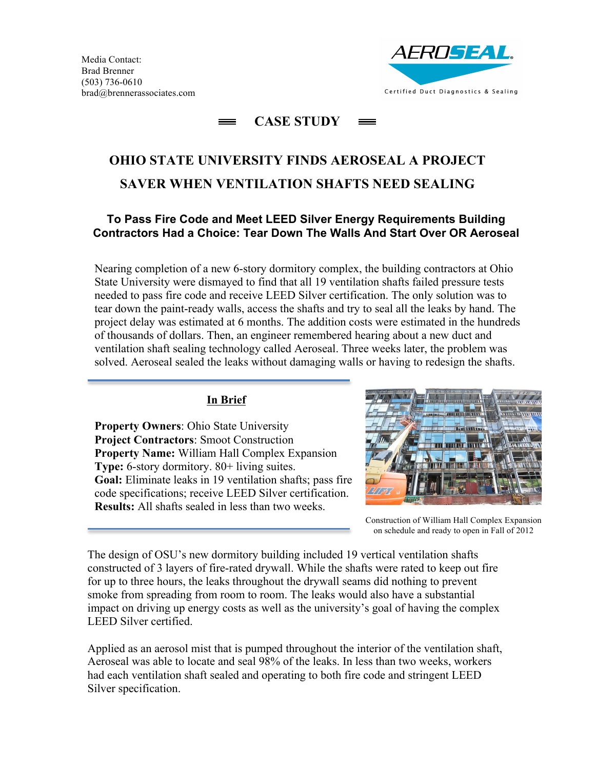Media Contact:
Brad Brenner
(503) 736-0610
brad@brennerassociates.com

AEROSEAL
Certified Duct Diagnostics & Sealing

## CASE STUDY

# OHIO STATE UNIVERSITY FINDS AEROSEAL A PROJECT SAVER WHEN VENTILATION SHAFTS NEED SEALING

### To Pass Fire Code and Meet LEED Silver Energy Requirements Building Contractors Had a Choice: Tear Down The Walls And Start Over OR Aeroseal

Nearing completion of a new 6-story dormitory complex, the building contractors at Ohio State University were dismayed to find that all 19 ventilation shafts failed pressure tests needed to pass fire code and receive LEED Silver certification. The only solution was to tear down the paint-ready walls, access the shafts and try to seal all the leaks by hand. The project delay was estimated at 6 months. The addition costs were estimated in the hundreds of thousands of dollars. Then, an engineer remembered hearing about a new duct and ventilation shaft sealing technology called Aeroseal. Three weeks later, the problem was solved. Aeroseal sealed the leaks without damaging walls or having to redesign the shafts.

**In Brief**

**Property Owners**: Ohio State University
**Project Contractors**: Smoot Construction
**Property Name:** William Hall Complex Expansion
**Type:** 6-story dormitory. 80+ living suites.
**Goal:** Eliminate leaks in 19 ventilation shafts; pass fire code specifications; receive LEED Silver certification.
**Results:** All shafts sealed in less than two weeks.

Construction of William Hall Complex Expansion on schedule and ready to open in Fall of 2012

The design of OSU's new dormitory building included 19 vertical ventilation shafts constructed of 3 layers of fire-rated drywall. While the shafts were rated to keep out fire for up to three hours, the leaks throughout the drywall seams did nothing to prevent smoke from spreading from room to room. The leaks would also have a substantial impact on driving up energy costs as well as the university's goal of having the complex LEED Silver certified.

Applied as an aerosol mist that is pumped throughout the interior of the ventilation shaft, Aeroseal was able to locate and seal 98% of the leaks. In less than two weeks, workers had each ventilation shaft sealed and operating to both fire code and stringent LEED Silver specification.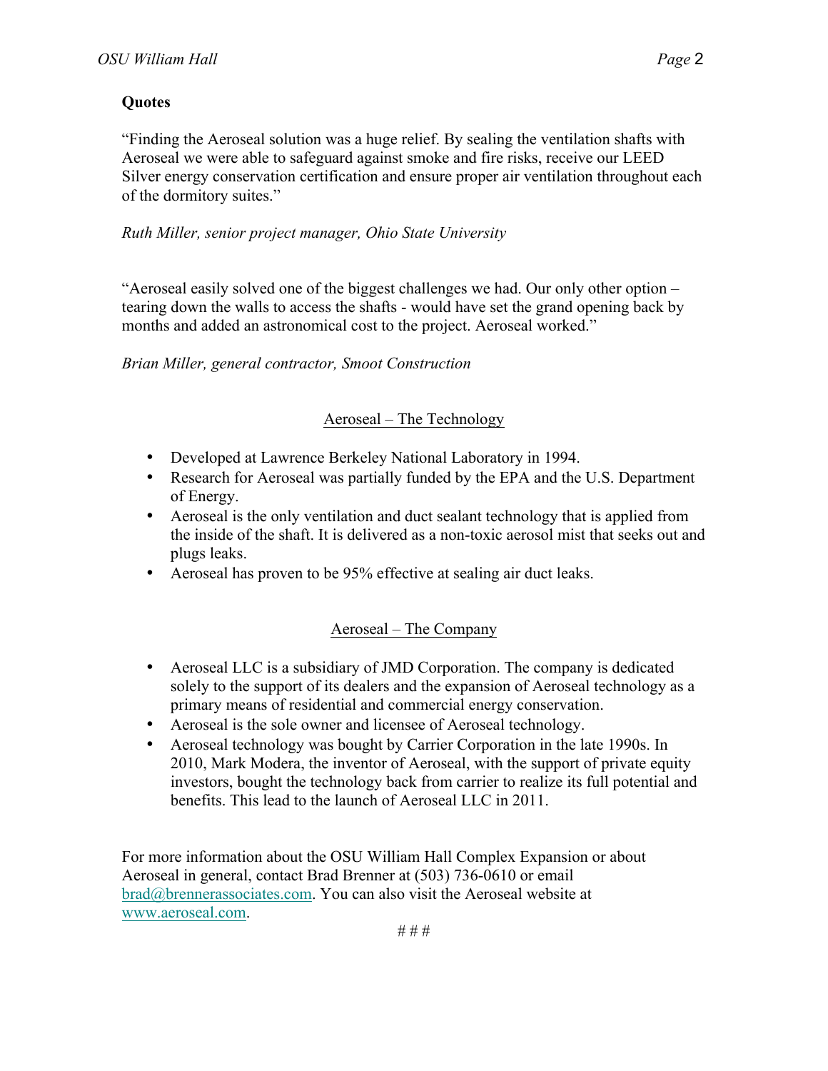**Quotes**

"Finding the Aeroseal solution was a huge relief. By sealing the ventilation shafts with Aeroseal we were able to safeguard against smoke and fire risks, receive our LEED Silver energy conservation certification and ensure proper air ventilation throughout each of the dormitory suites."

*Ruth Miller, senior project manager, Ohio State University*

"Aeroseal easily solved one of the biggest challenges we had. Our only other option – tearing down the walls to access the shafts - would have set the grand opening back by months and added an astronomical cost to the project. Aeroseal worked."

*Brian Miller, general contractor, Smoot Construction*

## Aeroseal – The Technology

- Developed at Lawrence Berkeley National Laboratory in 1994.
- Research for Aeroseal was partially funded by the EPA and the U.S. Department of Energy.
- Aeroseal is the only ventilation and duct sealant technology that is applied from the inside of the shaft. It is delivered as a non-toxic aerosol mist that seeks out and plugs leaks.
- Aeroseal has proven to be 95% effective at sealing air duct leaks.

## Aeroseal – The Company

- Aeroseal LLC is a subsidiary of JMD Corporation. The company is dedicated solely to the support of its dealers and the expansion of Aeroseal technology as a primary means of residential and commercial energy conservation.
- Aeroseal is the sole owner and licensee of Aeroseal technology.
- Aeroseal technology was bought by Carrier Corporation in the late 1990s. In 2010, Mark Modera, the inventor of Aeroseal, with the support of private equity investors, bought the technology back from carrier to realize its full potential and benefits. This lead to the launch of Aeroseal LLC in 2011.

For more information about the OSU William Hall Complex Expansion or about Aeroseal in general, contact Brad Brenner at (503) 736-0610 or email brad@brennerassociates.com. You can also visit the Aeroseal website at www.aeroseal.com.

# # #